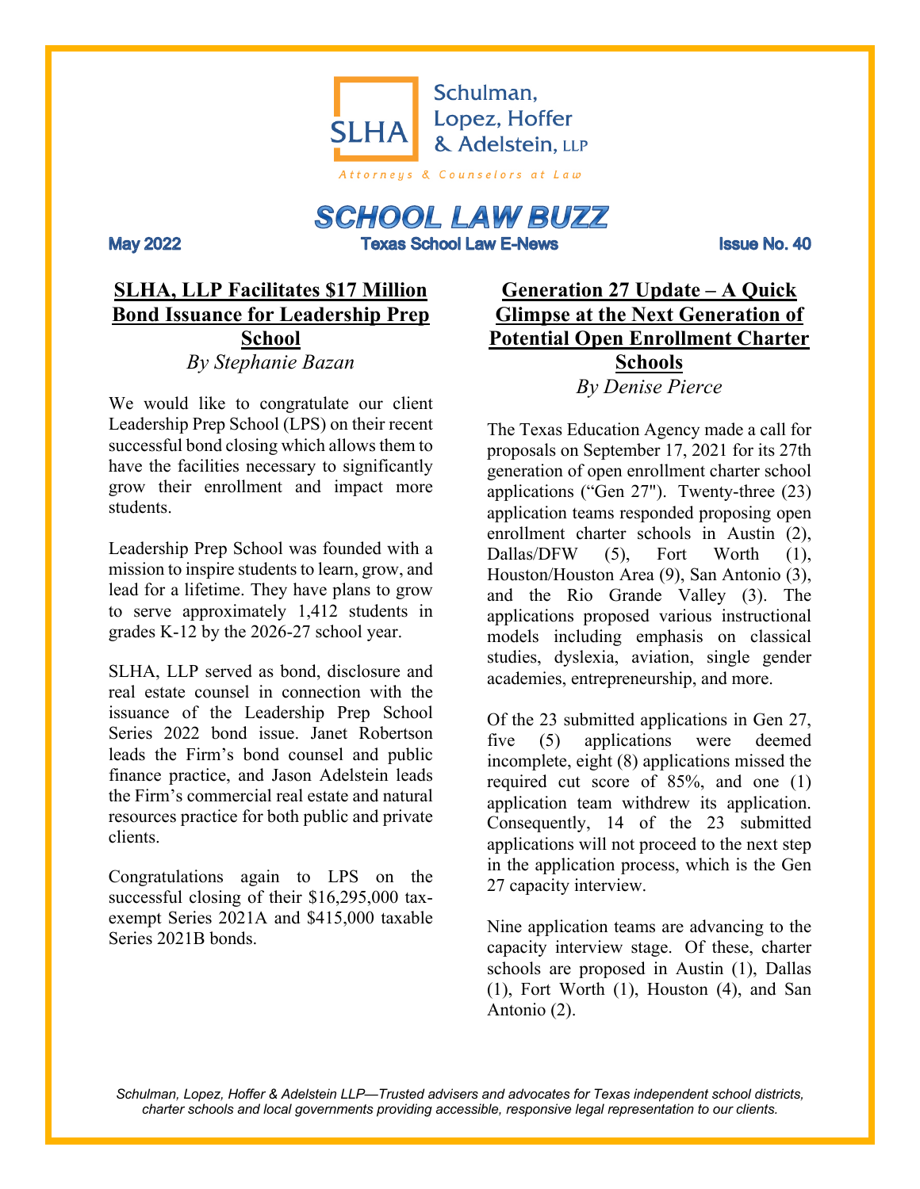Schulman, Lopez, Hoffer & Adelstein, LLP

*Attorneys & Counselors at Law*

# SCHOOL LAW BUZZ

**May 2022** — **Texas School Law E-News** — **Issue No. 40**

## SLHA, LLP Facilitates $17 Million Bond Issuance for Leadership Prep School

*By Stephanie Bazan*

We would like to congratulate our client Leadership Prep School (LPS) on their recent successful bond closing which allows them to have the facilities necessary to significantly grow their enrollment and impact more students.

Leadership Prep School was founded with a mission to inspire students to learn, grow, and lead for a lifetime. They have plans to grow to serve approximately 1,412 students in grades K-12 by the 2026-27 school year.

SLHA, LLP served as bond, disclosure and real estate counsel in connection with the issuance of the Leadership Prep School Series 2022 bond issue. Janet Robertson leads the Firm's bond counsel and public finance practice, and Jason Adelstein leads the Firm's commercial real estate and natural resources practice for both public and private clients.

Congratulations again to LPS on the successful closing of their $16,295,000 tax-exempt Series 2021A and $415,000 taxable Series 2021B bonds.

## Generation 27 Update – A Quick Glimpse at the Next Generation of Potential Open Enrollment Charter Schools

*By Denise Pierce*

The Texas Education Agency made a call for proposals on September 17, 2021 for its 27th generation of open enrollment charter school applications ("Gen 27"). Twenty-three (23) application teams responded proposing open enrollment charter schools in Austin (2), Dallas/DFW (5), Fort Worth (1), Houston/Houston Area (9), San Antonio (3), and the Rio Grande Valley (3). The applications proposed various instructional models including emphasis on classical studies, dyslexia, aviation, single gender academies, entrepreneurship, and more.

Of the 23 submitted applications in Gen 27, five (5) applications were deemed incomplete, eight (8) applications missed the required cut score of 85%, and one (1) application team withdrew its application. Consequently, 14 of the 23 submitted applications will not proceed to the next step in the application process, which is the Gen 27 capacity interview.

Nine application teams are advancing to the capacity interview stage. Of these, charter schools are proposed in Austin (1), Dallas (1), Fort Worth (1), Houston (4), and San Antonio (2).

*Schulman, Lopez, Hoffer & Adelstein LLP—Trusted advisers and advocates for Texas independent school districts, charter schools and local governments providing accessible, responsive legal representation to our clients.*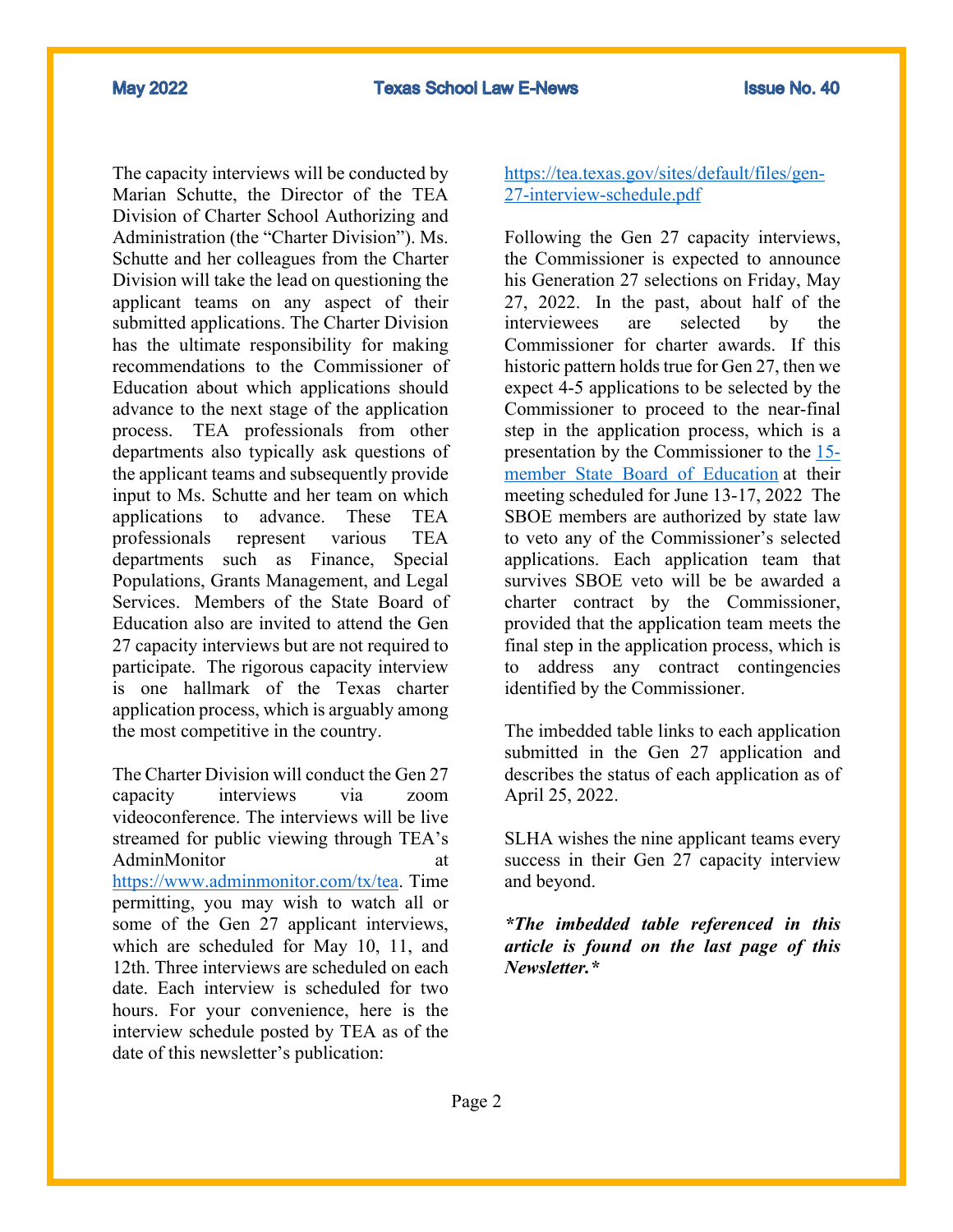The capacity interviews will be conducted by Marian Schutte, the Director of the TEA Division of Charter School Authorizing and Administration (the "Charter Division"). Ms. Schutte and her colleagues from the Charter Division will take the lead on questioning the applicant teams on any aspect of their submitted applications. The Charter Division has the ultimate responsibility for making recommendations to the Commissioner of Education about which applications should advance to the next stage of the application process. TEA professionals from other departments also typically ask questions of the applicant teams and subsequently provide input to Ms. Schutte and her team on which applications to advance. These TEA professionals represent various TEA departments such as Finance, Special Populations, Grants Management, and Legal Services. Members of the State Board of Education also are invited to attend the Gen 27 capacity interviews but are not required to participate. The rigorous capacity interview is one hallmark of the Texas charter application process, which is arguably among the most competitive in the country.

The Charter Division will conduct the Gen 27 capacity interviews via zoom videoconference. The interviews will be live streamed for public viewing through TEA's AdminMonitor at https://www.adminmonitor.com/tx/tea. Time permitting, you may wish to watch all or some of the Gen 27 applicant interviews, which are scheduled for May 10, 11, and 12th. Three interviews are scheduled on each date. Each interview is scheduled for two hours. For your convenience, here is the interview schedule posted by TEA as of the date of this newsletter's publication: https://tea.texas.gov/sites/default/files/gen-27-interview-schedule.pdf

Following the Gen 27 capacity interviews, the Commissioner is expected to announce his Generation 27 selections on Friday, May 27, 2022. In the past, about half of the interviewees are selected by the Commissioner for charter awards. If this historic pattern holds true for Gen 27, then we expect 4-5 applications to be selected by the Commissioner to proceed to the near-final step in the application process, which is a presentation by the Commissioner to the 15-member State Board of Education at their meeting scheduled for June 13-17, 2022 The SBOE members are authorized by state law to veto any of the Commissioner's selected applications. Each application team that survives SBOE veto will be awarded a charter contract by the Commissioner, provided that the application team meets the final step in the application process, which is to address any contract contingencies identified by the Commissioner.

The imbedded table links to each application submitted in the Gen 27 application and describes the status of each application as of April 25, 2022.

SLHA wishes the nine applicant teams every success in their Gen 27 capacity interview and beyond.

***The imbedded table referenced in this article is found on the last page of this Newsletter.***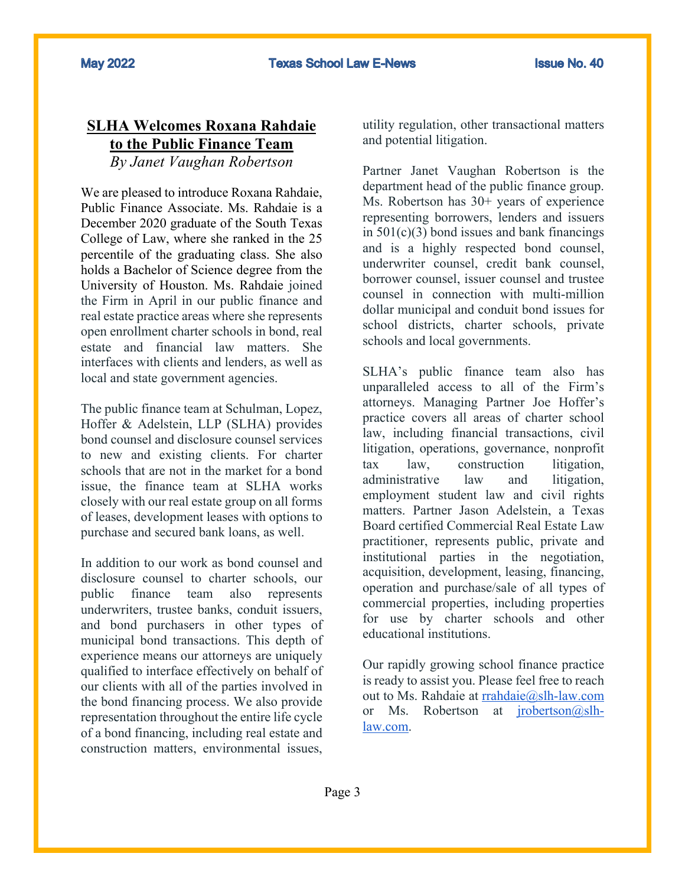## SLHA Welcomes Roxana Rahdaie to the Public Finance Team

*By Janet Vaughan Robertson*

We are pleased to introduce Roxana Rahdaie, Public Finance Associate. Ms. Rahdaie is a December 2020 graduate of the South Texas College of Law, where she ranked in the 25 percentile of the graduating class. She also holds a Bachelor of Science degree from the University of Houston. Ms. Rahdaie joined the Firm in April in our public finance and real estate practice areas where she represents open enrollment charter schools in bond, real estate and financial law matters. She interfaces with clients and lenders, as well as local and state government agencies.

The public finance team at Schulman, Lopez, Hoffer & Adelstein, LLP (SLHA) provides bond counsel and disclosure counsel services to new and existing clients. For charter schools that are not in the market for a bond issue, the finance team at SLHA works closely with our real estate group on all forms of leases, development leases with options to purchase and secured bank loans, as well.

In addition to our work as bond counsel and disclosure counsel to charter schools, our public finance team also represents underwriters, trustee banks, conduit issuers, and bond purchasers in other types of municipal bond transactions. This depth of experience means our attorneys are uniquely qualified to interface effectively on behalf of our clients with all of the parties involved in the bond financing process. We also provide representation throughout the entire life cycle of a bond financing, including real estate and construction matters, environmental issues, utility regulation, other transactional matters and potential litigation.

Partner Janet Vaughan Robertson is the department head of the public finance group. Ms. Robertson has 30+ years of experience representing borrowers, lenders and issuers in 501(c)(3) bond issues and bank financings and is a highly respected bond counsel, underwriter counsel, credit bank counsel, borrower counsel, issuer counsel and trustee counsel in connection with multi-million dollar municipal and conduit bond issues for school districts, charter schools, private schools and local governments.

SLHA's public finance team also has unparalleled access to all of the Firm's attorneys. Managing Partner Joe Hoffer's practice covers all areas of charter school law, including financial transactions, civil litigation, operations, governance, nonprofit tax law, construction litigation, administrative law and litigation, employment student law and civil rights matters. Partner Jason Adelstein, a Texas Board certified Commercial Real Estate Law practitioner, represents public, private and institutional parties in the negotiation, acquisition, development, leasing, financing, operation and purchase/sale of all types of commercial properties, including properties for use by charter schools and other educational institutions.

Our rapidly growing school finance practice is ready to assist you. Please feel free to reach out to Ms. Rahdaie at rrahdaie@slh-law.com or Ms. Robertson at jrobertson@slh-law.com.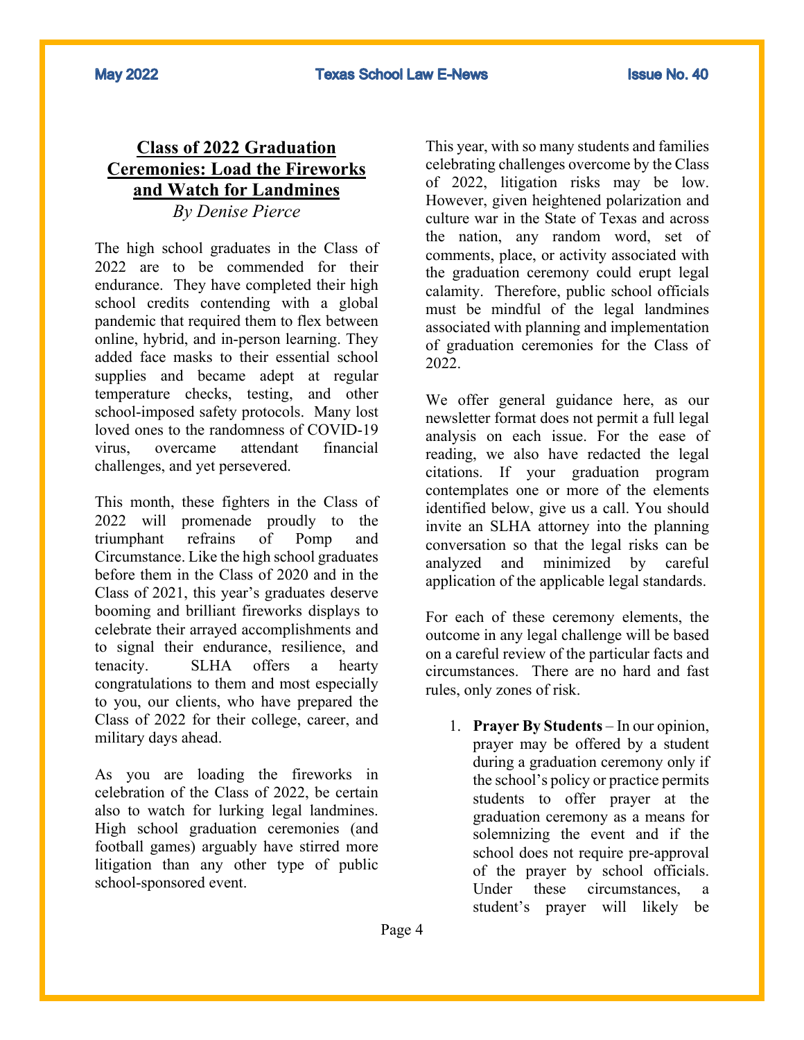## Class of 2022 Graduation Ceremonies: Load the Fireworks and Watch for Landmines

*By Denise Pierce*

The high school graduates in the Class of 2022 are to be commended for their endurance. They have completed their high school credits contending with a global pandemic that required them to flex between online, hybrid, and in-person learning. They added face masks to their essential school supplies and became adept at regular temperature checks, testing, and other school-imposed safety protocols. Many lost loved ones to the randomness of COVID-19 virus, overcame attendant financial challenges, and yet persevered.

This month, these fighters in the Class of 2022 will promenade proudly to the triumphant refrains of Pomp and Circumstance. Like the high school graduates before them in the Class of 2020 and in the Class of 2021, this year's graduates deserve booming and brilliant fireworks displays to celebrate their arrayed accomplishments and to signal their endurance, resilience, and tenacity. SLHA offers a hearty congratulations to them and most especially to you, our clients, who have prepared the Class of 2022 for their college, career, and military days ahead.

As you are loading the fireworks in celebration of the Class of 2022, be certain also to watch for lurking legal landmines. High school graduation ceremonies (and football games) arguably have stirred more litigation than any other type of public school-sponsored event.

This year, with so many students and families celebrating challenges overcome by the Class of 2022, litigation risks may be low. However, given heightened polarization and culture war in the State of Texas and across the nation, any random word, set of comments, place, or activity associated with the graduation ceremony could erupt legal calamity. Therefore, public school officials must be mindful of the legal landmines associated with planning and implementation of graduation ceremonies for the Class of 2022.

We offer general guidance here, as our newsletter format does not permit a full legal analysis on each issue. For the ease of reading, we also have redacted the legal citations. If your graduation program contemplates one or more of the elements identified below, give us a call. You should invite an SLHA attorney into the planning conversation so that the legal risks can be analyzed and minimized by careful application of the applicable legal standards.

For each of these ceremony elements, the outcome in any legal challenge will be based on a careful review of the particular facts and circumstances. There are no hard and fast rules, only zones of risk.

1. **Prayer By Students** – In our opinion, prayer may be offered by a student during a graduation ceremony only if the school's policy or practice permits students to offer prayer at the graduation ceremony as a means for solemnizing the event and if the school does not require pre-approval of the prayer by school officials. Under these circumstances, a student's prayer will likely be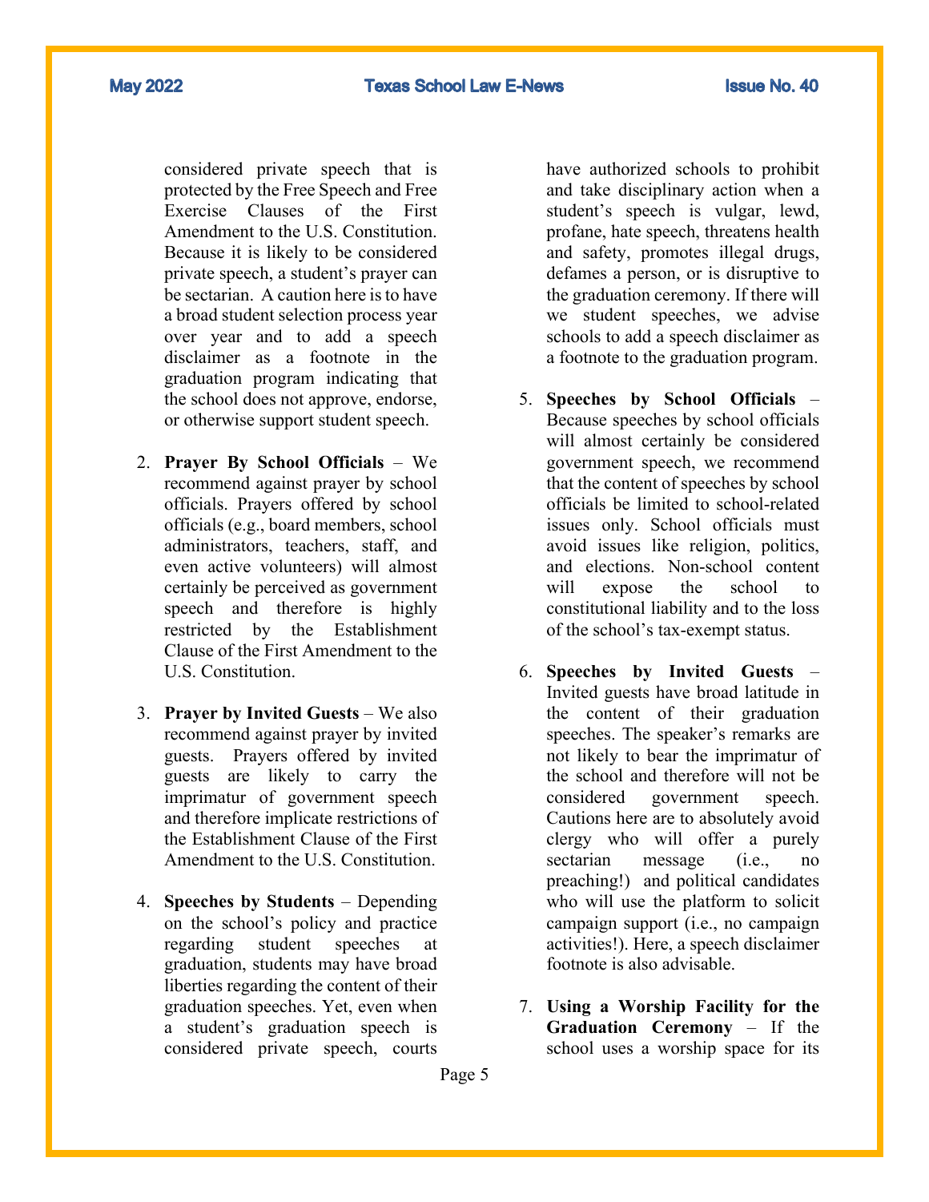considered private speech that is protected by the Free Speech and Free Exercise Clauses of the First Amendment to the U.S. Constitution. Because it is likely to be considered private speech, a student's prayer can be sectarian. A caution here is to have a broad student selection process year over year and to add a speech disclaimer as a footnote in the graduation program indicating that the school does not approve, endorse, or otherwise support student speech.

2. **Prayer By School Officials** – We recommend against prayer by school officials. Prayers offered by school officials (e.g., board members, school administrators, teachers, staff, and even active volunteers) will almost certainly be perceived as government speech and therefore is highly restricted by the Establishment Clause of the First Amendment to the U.S. Constitution.

3. **Prayer by Invited Guests** – We also recommend against prayer by invited guests. Prayers offered by invited guests are likely to carry the imprimatur of government speech and therefore implicate restrictions of the Establishment Clause of the First Amendment to the U.S. Constitution.

4. **Speeches by Students** – Depending on the school's policy and practice regarding student speeches at graduation, students may have broad liberties regarding the content of their graduation speeches. Yet, even when a student's graduation speech is considered private speech, courts have authorized schools to prohibit and take disciplinary action when a student's speech is vulgar, lewd, profane, hate speech, threatens health and safety, promotes illegal drugs, defames a person, or is disruptive to the graduation ceremony. If there will we student speeches, we advise schools to add a speech disclaimer as a footnote to the graduation program.

5. **Speeches by School Officials** – Because speeches by school officials will almost certainly be considered government speech, we recommend that the content of speeches by school officials be limited to school-related issues only. School officials must avoid issues like religion, politics, and elections. Non-school content will expose the school to constitutional liability and to the loss of the school's tax-exempt status.

6. **Speeches by Invited Guests** – Invited guests have broad latitude in the content of their graduation speeches. The speaker's remarks are not likely to bear the imprimatur of the school and therefore will not be considered government speech. Cautions here are to absolutely avoid clergy who will offer a purely sectarian message (i.e., no preaching!) and political candidates who will use the platform to solicit campaign support (i.e., no campaign activities!). Here, a speech disclaimer footnote is also advisable.

7. **Using a Worship Facility for the Graduation Ceremony** – If the school uses a worship space for its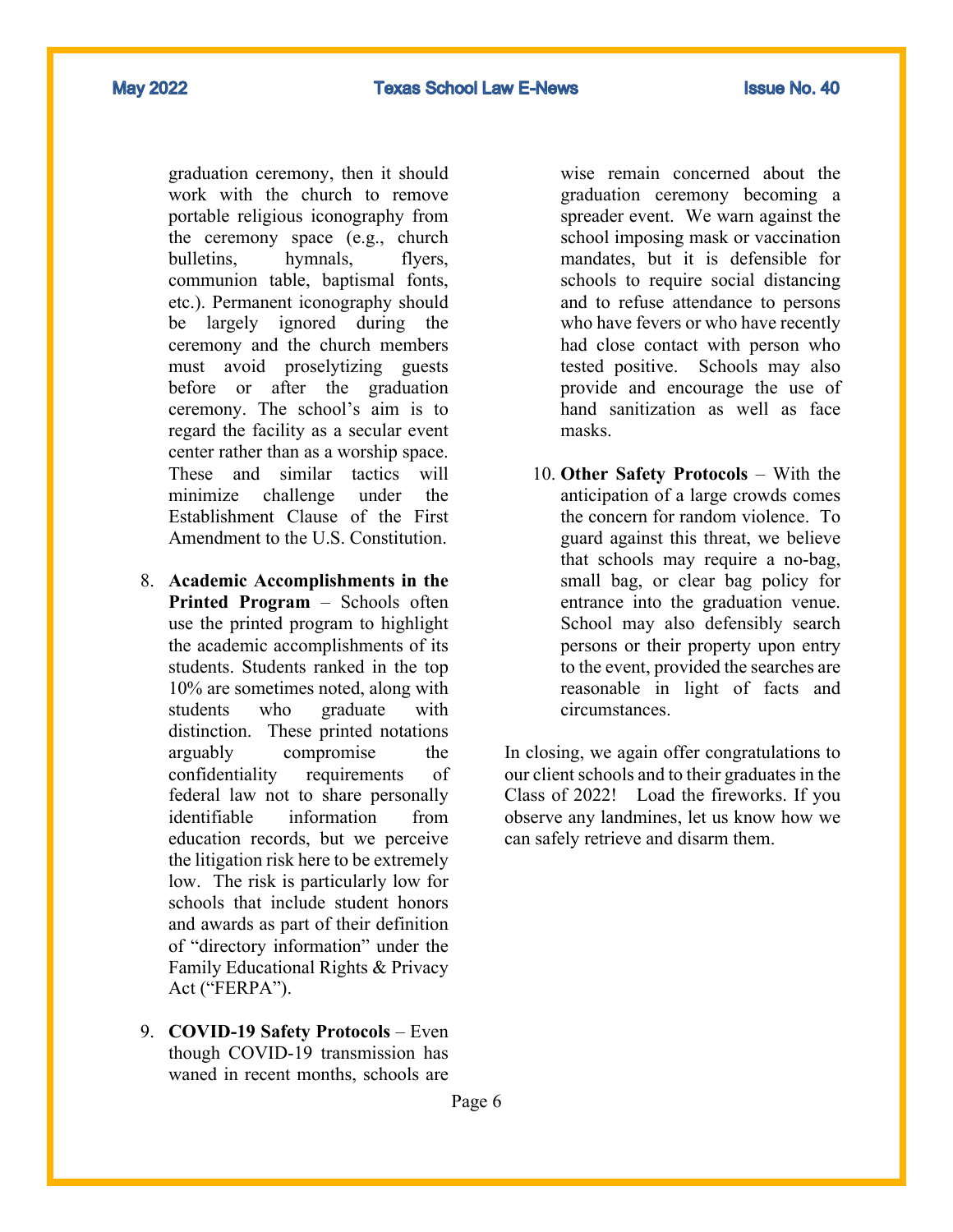graduation ceremony, then it should work with the church to remove portable religious iconography from the ceremony space (e.g., church bulletins, hymnals, flyers, communion table, baptismal fonts, etc.). Permanent iconography should be largely ignored during the ceremony and the church members must avoid proselytizing guests before or after the graduation ceremony. The school's aim is to regard the facility as a secular event center rather than as a worship space. These and similar tactics will minimize challenge under the Establishment Clause of the First Amendment to the U.S. Constitution.

8. **Academic Accomplishments in the Printed Program** – Schools often use the printed program to highlight the academic accomplishments of its students. Students ranked in the top 10% are sometimes noted, along with students who graduate with distinction. These printed notations arguably compromise the confidentiality requirements of federal law not to share personally identifiable information from education records, but we perceive the litigation risk here to be extremely low. The risk is particularly low for schools that include student honors and awards as part of their definition of "directory information" under the Family Educational Rights & Privacy Act ("FERPA").

9. **COVID-19 Safety Protocols** – Even though COVID-19 transmission has waned in recent months, schools are wise remain concerned about the graduation ceremony becoming a spreader event. We warn against the school imposing mask or vaccination mandates, but it is defensible for schools to require social distancing and to refuse attendance to persons who have fevers or who have recently had close contact with person who tested positive. Schools may also provide and encourage the use of hand sanitization as well as face masks.

10. **Other Safety Protocols** – With the anticipation of a large crowds comes the concern for random violence. To guard against this threat, we believe that schools may require a no-bag, small bag, or clear bag policy for entrance into the graduation venue. School may also defensibly search persons or their property upon entry to the event, provided the searches are reasonable in light of facts and circumstances.

In closing, we again offer congratulations to our client schools and to their graduates in the Class of 2022! Load the fireworks. If you observe any landmines, let us know how we can safely retrieve and disarm them.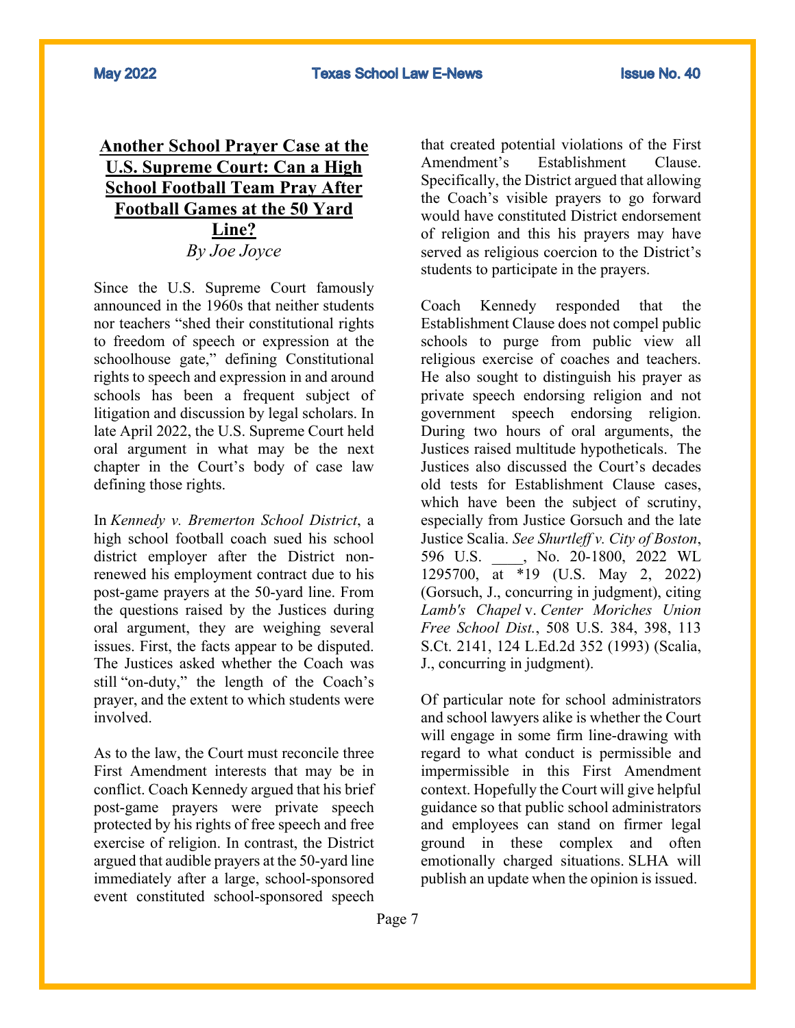## Another School Prayer Case at the U.S. Supreme Court: Can a High School Football Team Pray After Football Games at the 50 Yard Line?

*By Joe Joyce*

Since the U.S. Supreme Court famously announced in the 1960s that neither students nor teachers "shed their constitutional rights to freedom of speech or expression at the schoolhouse gate," defining Constitutional rights to speech and expression in and around schools has been a frequent subject of litigation and discussion by legal scholars. In late April 2022, the U.S. Supreme Court held oral argument in what may be the next chapter in the Court's body of case law defining those rights.

In *Kennedy v. Bremerton School District*, a high school football coach sued his school district employer after the District non-renewed his employment contract due to his post-game prayers at the 50-yard line. From the questions raised by the Justices during oral argument, they are weighing several issues. First, the facts appear to be disputed. The Justices asked whether the Coach was still "on-duty," the length of the Coach's prayer, and the extent to which students were involved.

As to the law, the Court must reconcile three First Amendment interests that may be in conflict. Coach Kennedy argued that his brief post-game prayers were private speech protected by his rights of free speech and free exercise of religion. In contrast, the District argued that audible prayers at the 50-yard line immediately after a large, school-sponsored event constituted school-sponsored speech that created potential violations of the First Amendment's Establishment Clause. Specifically, the District argued that allowing the Coach's visible prayers to go forward would have constituted District endorsement of religion and this his prayers may have served as religious coercion to the District's students to participate in the prayers.

Coach Kennedy responded that the Establishment Clause does not compel public schools to purge from public view all religious exercise of coaches and teachers. He also sought to distinguish his prayer as private speech endorsing religion and not government speech endorsing religion. During two hours of oral arguments, the Justices raised multitude hypotheticals. The Justices also discussed the Court's decades old tests for Establishment Clause cases, which have been the subject of scrutiny, especially from Justice Gorsuch and the late Justice Scalia. *See Shurtleff v. City of Boston*, 596 U.S. \_\_\_\_, No. 20-1800, 2022 WL 1295700, at \*19 (U.S. May 2, 2022) (Gorsuch, J., concurring in judgment), citing *Lamb's Chapel* v. *Center Moriches Union Free School Dist.*, 508 U.S. 384, 398, 113 S.Ct. 2141, 124 L.Ed.2d 352 (1993) (Scalia, J., concurring in judgment).

Of particular note for school administrators and school lawyers alike is whether the Court will engage in some firm line-drawing with regard to what conduct is permissible and impermissible in this First Amendment context. Hopefully the Court will give helpful guidance so that public school administrators and employees can stand on firmer legal ground in these complex and often emotionally charged situations. SLHA will publish an update when the opinion is issued.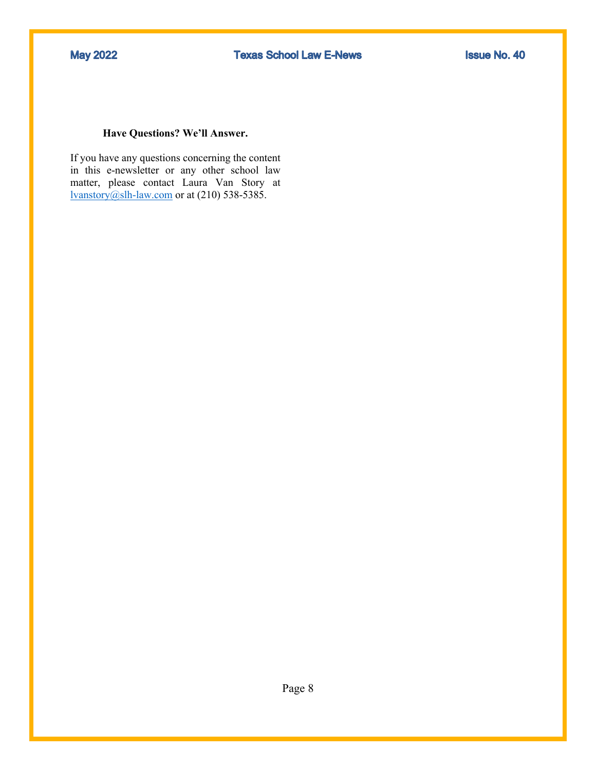**Have Questions? We'll Answer.**

If you have any questions concerning the content in this e-newsletter or any other school law matter, please contact Laura Van Story at [lvanstory@slh-law.com](mailto:lvanstory@slh-law.com) or at (210) 538-5385.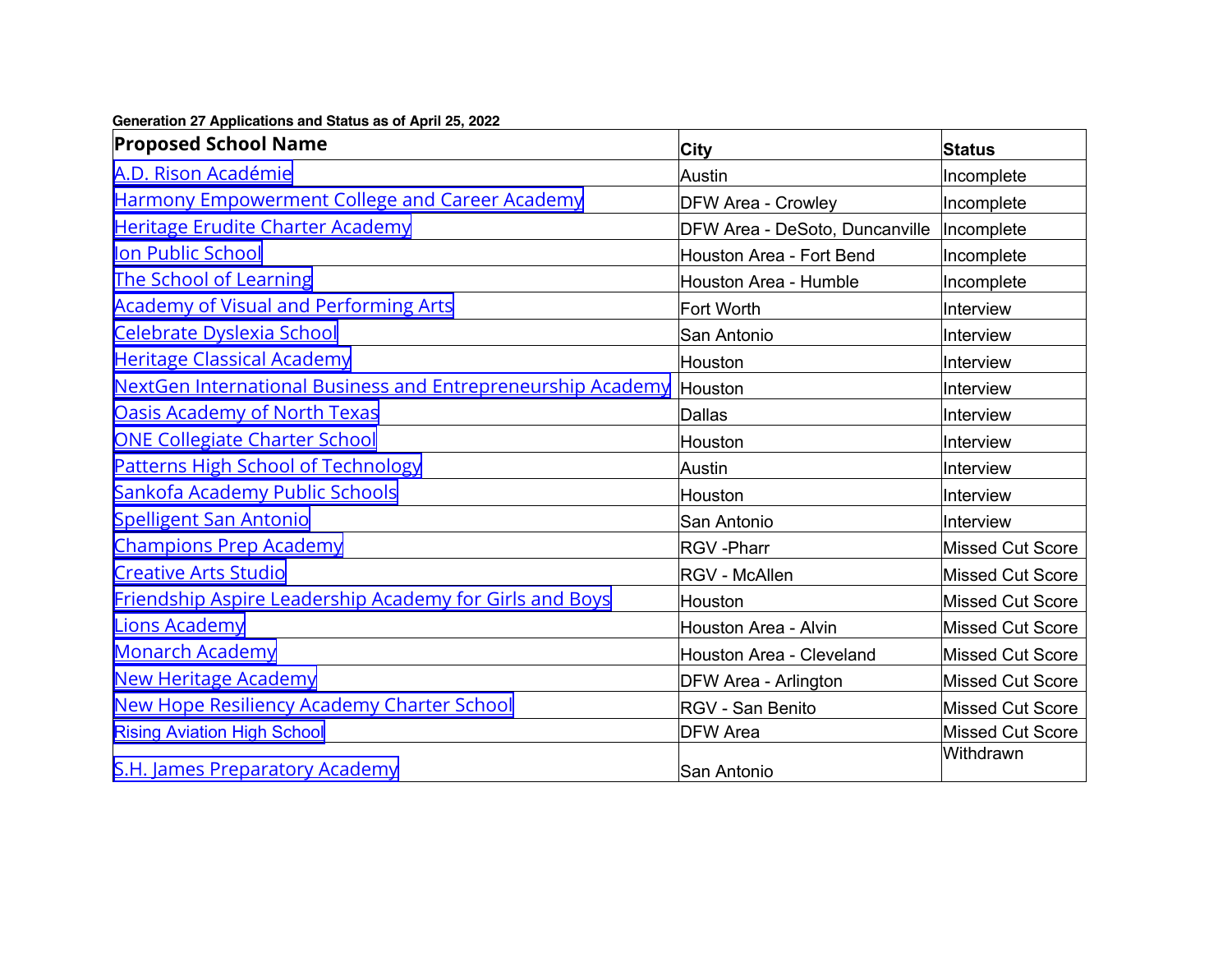**Generation 27 Applications and Status as of April 25, 2022**

| Proposed School Name | City | Status |
|---|---|---|
| A.D. Rison Académie | Austin | Incomplete |
| Harmony Empowerment College and Career Academy | DFW Area - Crowley | Incomplete |
| Heritage Erudite Charter Academy | DFW Area - DeSoto, Duncanville | Incomplete |
| Ion Public School | Houston Area - Fort Bend | Incomplete |
| The School of Learning | Houston Area - Humble | Incomplete |
| Academy of Visual and Performing Arts | Fort Worth | Interview |
| Celebrate Dyslexia School | San Antonio | Interview |
| Heritage Classical Academy | Houston | Interview |
| NextGen International Business and Entrepreneurship Academy | Houston | Interview |
| Oasis Academy of North Texas | Dallas | Interview |
| ONE Collegiate Charter School | Houston | Interview |
| Patterns High School of Technology | Austin | Interview |
| Sankofa Academy Public Schools | Houston | Interview |
| Spelligent San Antonio | San Antonio | Interview |
| Champions Prep Academy | RGV -Pharr | Missed Cut Score |
| Creative Arts Studio | RGV - McAllen | Missed Cut Score |
| Friendship Aspire Leadership Academy for Girls and Boys | Houston | Missed Cut Score |
| Lions Academy | Houston Area - Alvin | Missed Cut Score |
| Monarch Academy | Houston Area - Cleveland | Missed Cut Score |
| New Heritage Academy | DFW Area - Arlington | Missed Cut Score |
| New Hope Resiliency Academy Charter School | RGV - San Benito | Missed Cut Score |
| Rising Aviation High School | DFW Area | Missed Cut Score |
| S.H. James Preparatory Academy | San Antonio | Withdrawn |